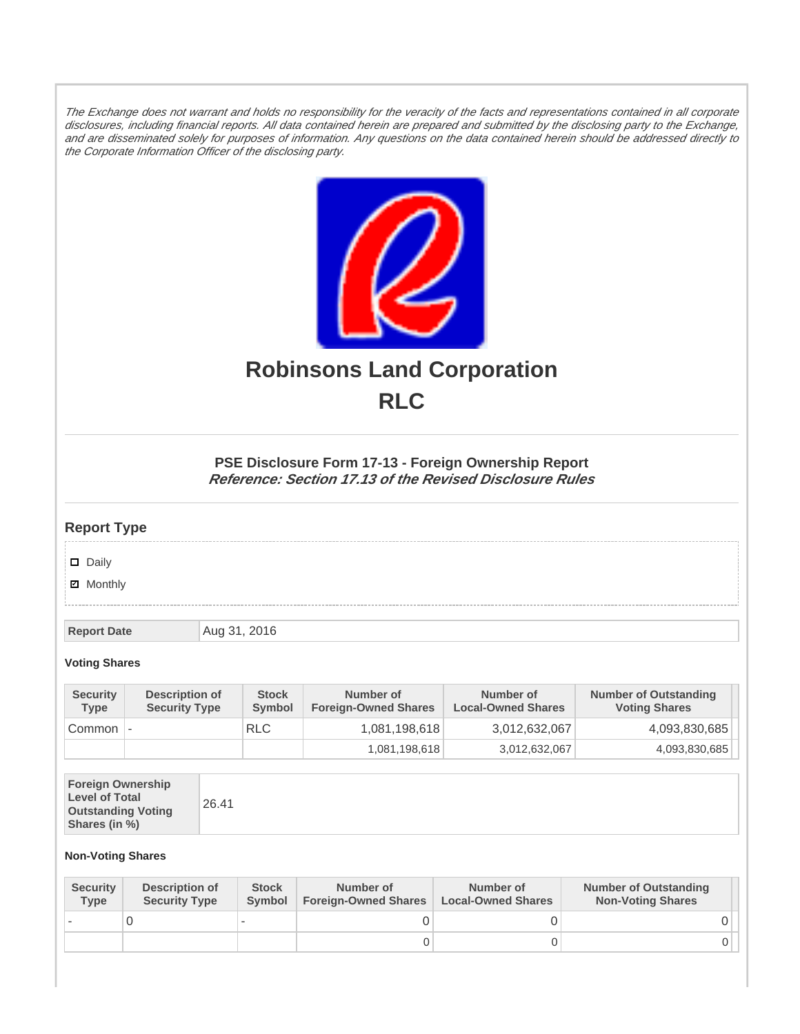*The Exchange does not warrant and holds no responsibility for the veracity of the facts and representations contained in all corporate disclosures, including financial reports. All data contained herein are prepared and submitted by the disclosing party to the Exchange, and are disseminated solely for purposes of information. Any questions on the data contained herein should be addressed directly to the Corporate Information Officer of the disclosing party.*

# Robinsons Land Corporation
# RLC

### PSE Disclosure Form 17-13 - Foreign Ownership Report
***Reference: Section 17.13 of the Revised Disclosure Rules***

## Report Type

- [ ] Daily
- [x] Monthly

| Report Date | Aug 31, 2016 |
|---|---|

**Voting Shares**

| Security Type | Description of Security Type | Stock Symbol | Number of Foreign-Owned Shares | Number of Local-Owned Shares | Number of Outstanding Voting Shares |
|---|---|---|---|---|---|
| Common | - | RLC | 1,081,198,618 | 3,012,632,067 | 4,093,830,685 |
| | | | 1,081,198,618 | 3,012,632,067 | 4,093,830,685 |

| Foreign Ownership Level of Total Outstanding Voting Shares (in %) | 26.41 |
|---|---|

**Non-Voting Shares**

| Security Type | Description of Security Type | Stock Symbol | Number of Foreign-Owned Shares | Number of Local-Owned Shares | Number of Outstanding Non-Voting Shares |
|---|---|---|---|---|---|
| - | 0 | - | 0 | 0 | 0 |
| | | | 0 | 0 | 0 |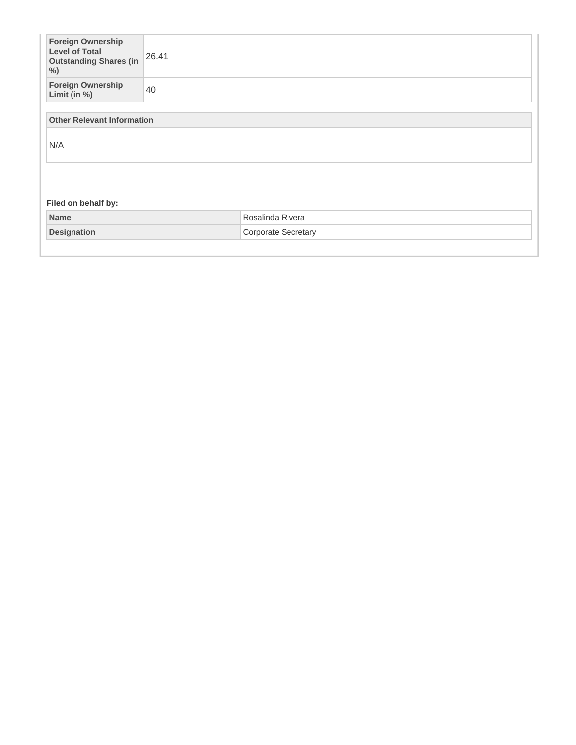| | |
|---|---|
| **Foreign Ownership Level of Total Outstanding Shares (in %)** | 26.41 |
| **Foreign Ownership Limit (in %)** | 40 |

| **Other Relevant Information** |
|---|
| N/A |

**Filed on behalf by:**

| | |
|---|---|
| **Name** | Rosalinda Rivera |
| **Designation** | Corporate Secretary |